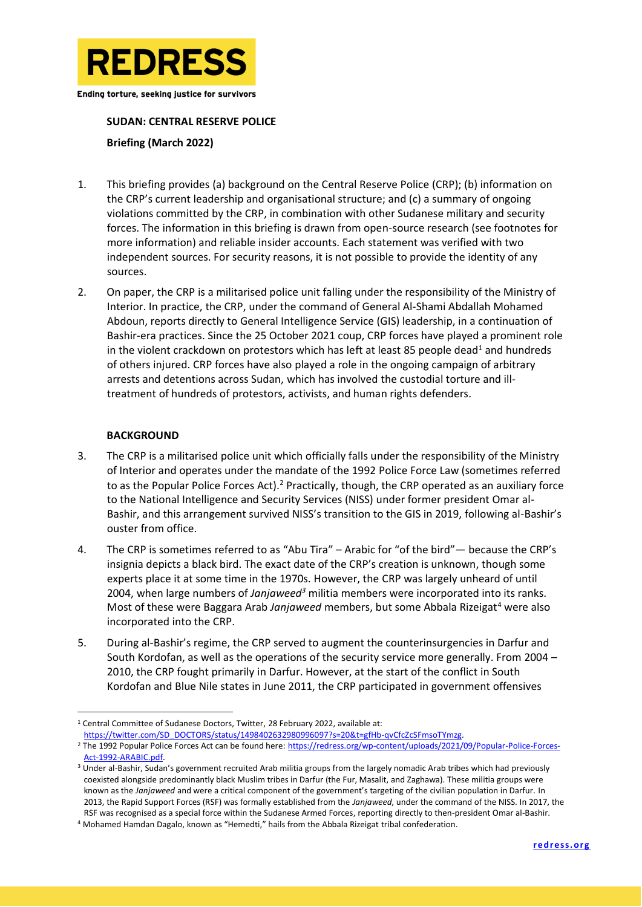**REDRESS**

Ending torture, seeking justice for survivors

**SUDAN: CENTRAL RESERVE POLICE**

**Briefing (March 2022)**

1. This briefing provides (a) background on the Central Reserve Police (CRP); (b) information on the CRP's current leadership and organisational structure; and (c) a summary of ongoing violations committed by the CRP, in combination with other Sudanese military and security forces. The information in this briefing is drawn from open-source research (see footnotes for more information) and reliable insider accounts. Each statement was verified with two independent sources. For security reasons, it is not possible to provide the identity of any sources.

2. On paper, the CRP is a militarised police unit falling under the responsibility of the Ministry of Interior. In practice, the CRP, under the command of General Al-Shami Abdallah Mohamed Abdoun, reports directly to General Intelligence Service (GIS) leadership, in a continuation of Bashir-era practices. Since the 25 October 2021 coup, CRP forces have played a prominent role in the violent crackdown on protestors which has left at least 85 people dead[1] and hundreds of others injured. CRP forces have also played a role in the ongoing campaign of arbitrary arrests and detentions across Sudan, which has involved the custodial torture and ill-treatment of hundreds of protestors, activists, and human rights defenders.

**BACKGROUND**

3. The CRP is a militarised police unit which officially falls under the responsibility of the Ministry of Interior and operates under the mandate of the 1992 Police Force Law (sometimes referred to as the Popular Police Forces Act).[2] Practically, though, the CRP operated as an auxiliary force to the National Intelligence and Security Services (NISS) under former president Omar al-Bashir, and this arrangement survived NISS's transition to the GIS in 2019, following al-Bashir's ouster from office.

4. The CRP is sometimes referred to as "Abu Tira" – Arabic for "of the bird"— because the CRP's insignia depicts a black bird. The exact date of the CRP's creation is unknown, though some experts place it at some time in the 1970s. However, the CRP was largely unheard of until 2004, when large numbers of *Janjaweed*[3] militia members were incorporated into its ranks. Most of these were Baggara Arab *Janjaweed* members, but some Abbala Rizeigat[4] were also incorporated into the CRP.

5. During al-Bashir's regime, the CRP served to augment the counterinsurgencies in Darfur and South Kordofan, as well as the operations of the security service more generally. From 2004 – 2010, the CRP fought primarily in Darfur. However, at the start of the conflict in South Kordofan and Blue Nile states in June 2011, the CRP participated in government offensives

---

[1] Central Committee of Sudanese Doctors, Twitter, 28 February 2022, available at: https://twitter.com/SD_DOCTORS/status/1498402632980996097?s=20&t=gfHb-qvCfcZcSFmsoTYmzg.

[2] The 1992 Popular Police Forces Act can be found here: https://redress.org/wp-content/uploads/2021/09/Popular-Police-Forces-Act-1992-ARABIC.pdf.

[3] Under al-Bashir, Sudan's government recruited Arab militia groups from the largely nomadic Arab tribes which had previously coexisted alongside predominantly black Muslim tribes in Darfur (the Fur, Masalit, and Zaghawa). These militia groups were known as the *Janjaweed* and were a critical component of the government's targeting of the civilian population in Darfur. In 2013, the Rapid Support Forces (RSF) was formally established from the *Janjaweed*, under the command of the NISS. In 2017, the RSF was recognised as a special force within the Sudanese Armed Forces, reporting directly to then-president Omar al-Bashir.

[4] Mohamed Hamdan Dagalo, known as "Hemedti," hails from the Abbala Rizeigat tribal confederation.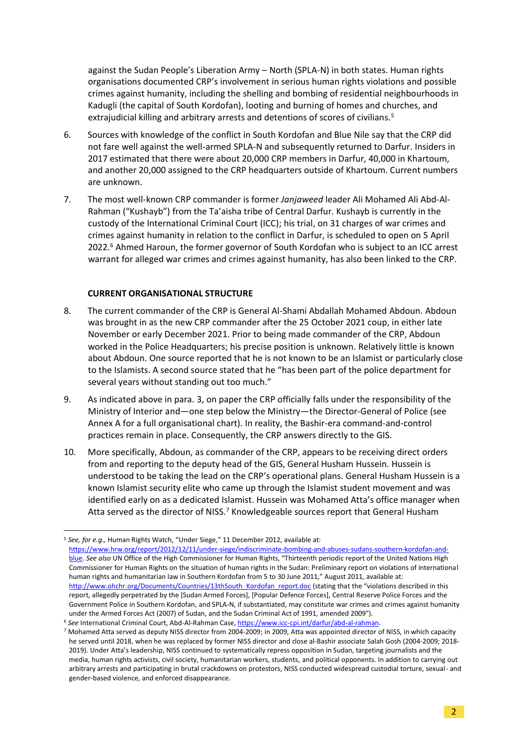against the Sudan People's Liberation Army – North (SPLA-N) in both states. Human rights organisations documented CRP's involvement in serious human rights violations and possible crimes against humanity, including the shelling and bombing of residential neighbourhoods in Kadugli (the capital of South Kordofan), looting and burning of homes and churches, and extrajudicial killing and arbitrary arrests and detentions of scores of civilians.[5]

6. Sources with knowledge of the conflict in South Kordofan and Blue Nile say that the CRP did not fare well against the well-armed SPLA-N and subsequently returned to Darfur. Insiders in 2017 estimated that there were about 20,000 CRP members in Darfur, 40,000 in Khartoum, and another 20,000 assigned to the CRP headquarters outside of Khartoum. Current numbers are unknown.

7. The most well-known CRP commander is former *Janjaweed* leader Ali Mohamed Ali Abd-Al-Rahman ("Kushayb") from the Ta'aisha tribe of Central Darfur. Kushayb is currently in the custody of the International Criminal Court (ICC); his trial, on 31 charges of war crimes and crimes against humanity in relation to the conflict in Darfur, is scheduled to open on 5 April 2022.[6] Ahmed Haroun, the former governor of South Kordofan who is subject to an ICC arrest warrant for alleged war crimes and crimes against humanity, has also been linked to the CRP.

## CURRENT ORGANISATIONAL STRUCTURE

8. The current commander of the CRP is General Al-Shami Abdallah Mohamed Abdoun. Abdoun was brought in as the new CRP commander after the 25 October 2021 coup, in either late November or early December 2021. Prior to being made commander of the CRP, Abdoun worked in the Police Headquarters; his precise position is unknown. Relatively little is known about Abdoun. One source reported that he is not known to be an Islamist or particularly close to the Islamists. A second source stated that he "has been part of the police department for several years without standing out too much."

9. As indicated above in para. 3, on paper the CRP officially falls under the responsibility of the Ministry of Interior and—one step below the Ministry—the Director-General of Police (see Annex A for a full organisational chart). In reality, the Bashir-era command-and-control practices remain in place. Consequently, the CRP answers directly to the GIS.

10. More specifically, Abdoun, as commander of the CRP, appears to be receiving direct orders from and reporting to the deputy head of the GIS, General Husham Hussein. Hussein is understood to be taking the lead on the CRP's operational plans. General Husham Hussein is a known Islamist security elite who came up through the Islamist student movement and was identified early on as a dedicated Islamist. Hussein was Mohamed Atta's office manager when Atta served as the director of NISS.[7] Knowledgeable sources report that General Husham

---

[5] *See, for e.g.,* Human Rights Watch, "Under Siege," 11 December 2012, available at: https://www.hrw.org/report/2012/12/11/under-siege/indiscriminate-bombing-and-abuses-sudans-southern-kordofan-and-blue. *See also* UN Office of the High Commissioner for Human Rights, "Thirteenth periodic report of the United Nations High Commissioner for Human Rights on the situation of human rights in the Sudan: Preliminary report on violations of international human rights and humanitarian law in Southern Kordofan from 5 to 30 June 2011," August 2011, available at: http://www.ohchr.org/Documents/Countries/13thSouth_Kordofan_report.doc (stating that the "violations described in this report, allegedly perpetrated by the [Sudan Armed Forces], [Popular Defence Forces], Central Reserve Police Forces and the Government Police in Southern Kordofan, and SPLA-N, if substantiated, may constitute war crimes and crimes against humanity under the Armed Forces Act (2007) of Sudan, and the Sudan Criminal Act of 1991, amended 2009").

[6] *See* International Criminal Court, Abd-Al-Rahman Case, https://www.icc-cpi.int/darfur/abd-al-rahman.

[7] Mohamed Atta served as deputy NISS director from 2004-2009; in 2009, Atta was appointed director of NISS, in which capacity he served until 2018, when he was replaced by former NISS director and close al-Bashir associate Salah Gosh (2004-2009; 2018-2019). Under Atta's leadership, NISS continued to systematically repress opposition in Sudan, targeting journalists and the media, human rights activists, civil society, humanitarian workers, students, and political opponents. In addition to carrying out arbitrary arrests and participating in brutal crackdowns on protestors, NISS conducted widespread custodial torture, sexual- and gender-based violence, and enforced disappearance.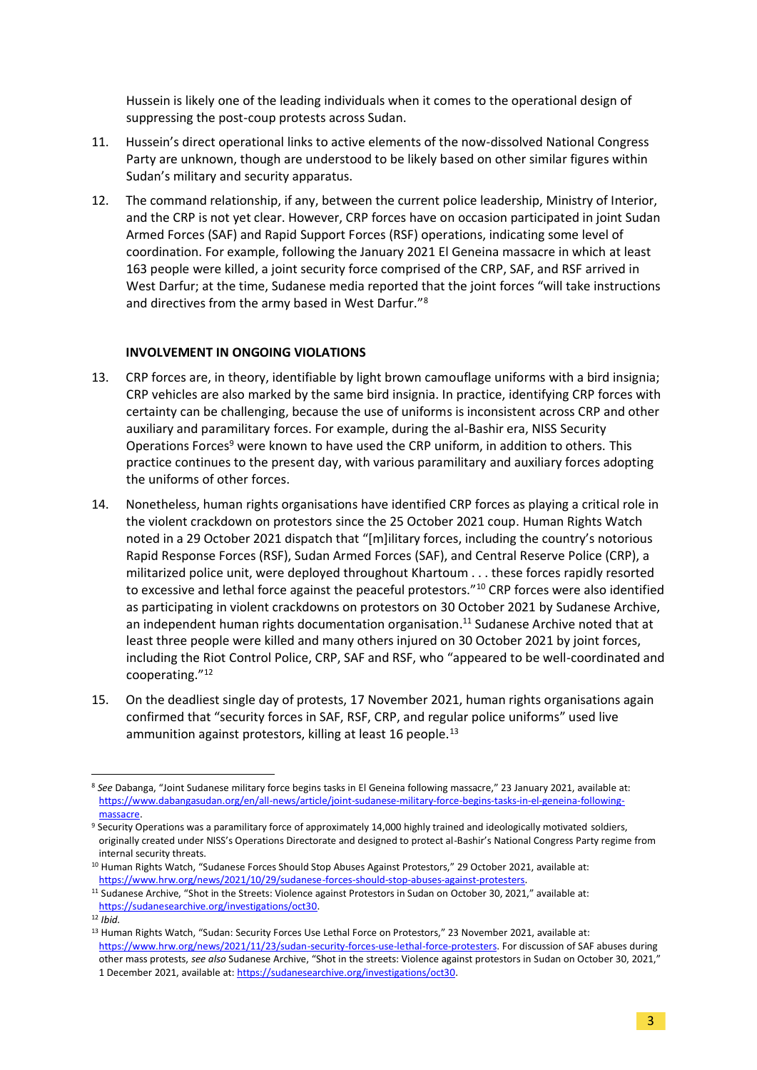Hussein is likely one of the leading individuals when it comes to the operational design of suppressing the post-coup protests across Sudan.

11. Hussein's direct operational links to active elements of the now-dissolved National Congress Party are unknown, though are understood to be likely based on other similar figures within Sudan's military and security apparatus.

12. The command relationship, if any, between the current police leadership, Ministry of Interior, and the CRP is not yet clear. However, CRP forces have on occasion participated in joint Sudan Armed Forces (SAF) and Rapid Support Forces (RSF) operations, indicating some level of coordination. For example, following the January 2021 El Geneina massacre in which at least 163 people were killed, a joint security force comprised of the CRP, SAF, and RSF arrived in West Darfur; at the time, Sudanese media reported that the joint forces "will take instructions and directives from the army based in West Darfur."[8]

### INVOLVEMENT IN ONGOING VIOLATIONS

13. CRP forces are, in theory, identifiable by light brown camouflage uniforms with a bird insignia; CRP vehicles are also marked by the same bird insignia. In practice, identifying CRP forces with certainty can be challenging, because the use of uniforms is inconsistent across CRP and other auxiliary and paramilitary forces. For example, during the al-Bashir era, NISS Security Operations Forces[9] were known to have used the CRP uniform, in addition to others. This practice continues to the present day, with various paramilitary and auxiliary forces adopting the uniforms of other forces.

14. Nonetheless, human rights organisations have identified CRP forces as playing a critical role in the violent crackdown on protestors since the 25 October 2021 coup. Human Rights Watch noted in a 29 October 2021 dispatch that "[m]ilitary forces, including the country's notorious Rapid Response Forces (RSF), Sudan Armed Forces (SAF), and Central Reserve Police (CRP), a militarized police unit, were deployed throughout Khartoum . . . these forces rapidly resorted to excessive and lethal force against the peaceful protestors."[10] CRP forces were also identified as participating in violent crackdowns on protestors on 30 October 2021 by Sudanese Archive, an independent human rights documentation organisation.[11] Sudanese Archive noted that at least three people were killed and many others injured on 30 October 2021 by joint forces, including the Riot Control Police, CRP, SAF and RSF, who "appeared to be well-coordinated and cooperating."[12]

15. On the deadliest single day of protests, 17 November 2021, human rights organisations again confirmed that "security forces in SAF, RSF, CRP, and regular police uniforms" used live ammunition against protestors, killing at least 16 people.[13]

---

[8] *See* Dabanga, "Joint Sudanese military force begins tasks in El Geneina following massacre," 23 January 2021, available at: https://www.dabangasudan.org/en/all-news/article/joint-sudanese-military-force-begins-tasks-in-el-geneina-following-massacre.

[9] Security Operations was a paramilitary force of approximately 14,000 highly trained and ideologically motivated soldiers, originally created under NISS's Operations Directorate and designed to protect al-Bashir's National Congress Party regime from internal security threats.

[10] Human Rights Watch, "Sudanese Forces Should Stop Abuses Against Protestors," 29 October 2021, available at: https://www.hrw.org/news/2021/10/29/sudanese-forces-should-stop-abuses-against-protesters.

[11] Sudanese Archive, "Shot in the Streets: Violence against Protestors in Sudan on October 30, 2021," available at: https://sudanesearchive.org/investigations/oct30.

[12] *Ibid.*

[13] Human Rights Watch, "Sudan: Security Forces Use Lethal Force on Protestors," 23 November 2021, available at: https://www.hrw.org/news/2021/11/23/sudan-security-forces-use-lethal-force-protesters. For discussion of SAF abuses during other mass protests, *see also* Sudanese Archive, "Shot in the streets: Violence against protestors in Sudan on October 30, 2021," 1 December 2021, available at: https://sudanesearchive.org/investigations/oct30.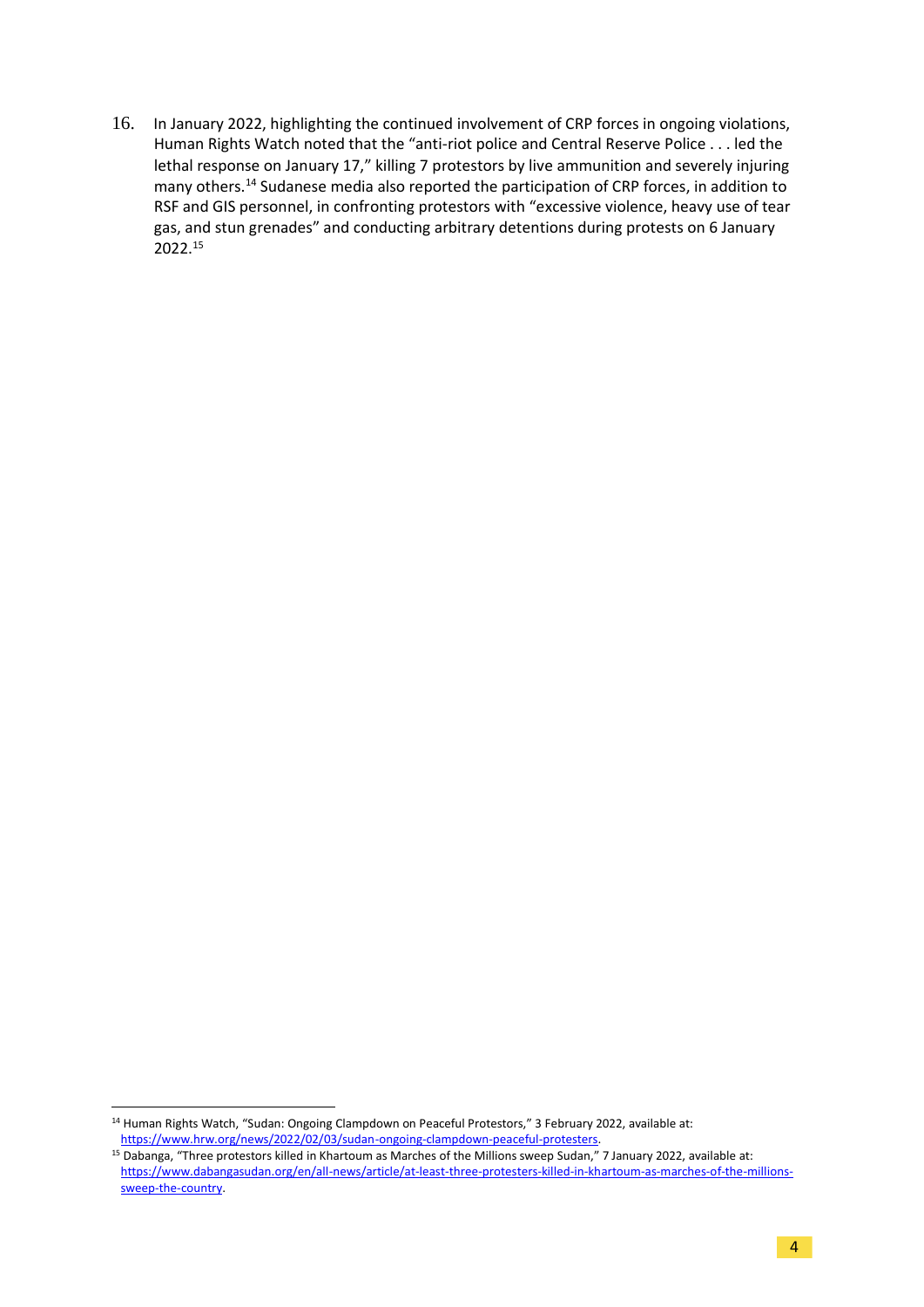16. In January 2022, highlighting the continued involvement of CRP forces in ongoing violations, Human Rights Watch noted that the "anti-riot police and Central Reserve Police . . . led the lethal response on January 17," killing 7 protestors by live ammunition and severely injuring many others.[14] Sudanese media also reported the participation of CRP forces, in addition to RSF and GIS personnel, in confronting protestors with "excessive violence, heavy use of tear gas, and stun grenades" and conducting arbitrary detentions during protests on 6 January 2022.[15]

---

[14] Human Rights Watch, "Sudan: Ongoing Clampdown on Peaceful Protestors," 3 February 2022, available at: https://www.hrw.org/news/2022/02/03/sudan-ongoing-clampdown-peaceful-protesters.

[15] Dabanga, "Three protestors killed in Khartoum as Marches of the Millions sweep Sudan," 7 January 2022, available at: https://www.dabangasudan.org/en/all-news/article/at-least-three-protesters-killed-in-khartoum-as-marches-of-the-millions-sweep-the-country.